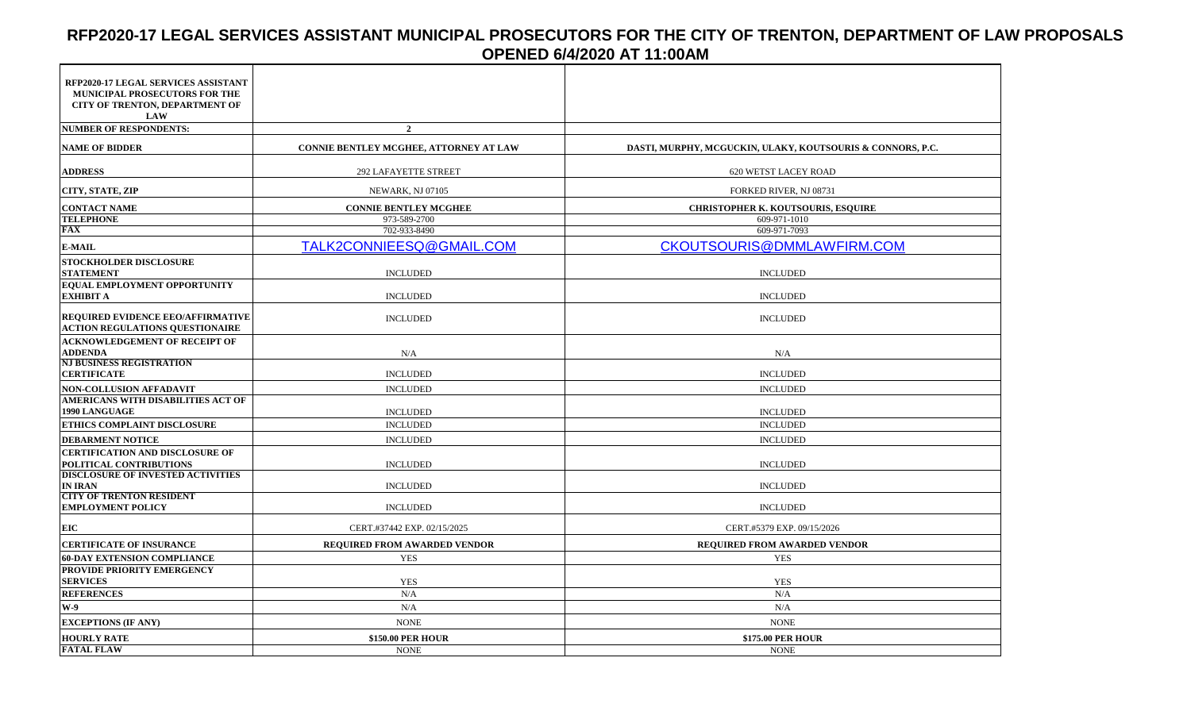# RFP2020-17 LEGAL SERVICES ASSISTANT MUNICIPAL PROSECUTORS FOR THE CITY OF TRENTON, DEPARTMENT OF LAW PROPOSALS OPENED 6/4/2020 AT 11:00AM

| RFP2020-17 LEGAL SERVICES ASSISTANT MUNICIPAL PROSECUTORS FOR THE CITY OF TRENTON, DEPARTMENT OF LAW | | |
|---|---|---|
| **NUMBER OF RESPONDENTS:** | **2** | |
| **NAME OF BIDDER** | **CONNIE BENTLEY MCGHEE, ATTORNEY AT LAW** | **DASTI, MURPHY, MCGUCKIN, ULAKY, KOUTSOURIS & CONNORS, P.C.** |
| **ADDRESS** | 292 LAFAYETTE STREET | 620 WETST LACEY ROAD |
| **CITY, STATE, ZIP** | NEWARK, NJ 07105 | FORKED RIVER, NJ 08731 |
| **CONTACT NAME** | **CONNIE BENTLEY MCGHEE** | **CHRISTOPHER K. KOUTSOURIS, ESQUIRE** |
| **TELEPHONE** | 973-589-2700 | 609-971-1010 |
| **FAX** | 702-933-8490 | 609-971-7093 |
| **E-MAIL** | TALK2CONNIEESQ@GMAIL.COM | CKOUTSOURIS@DMMLAWFIRM.COM |
| **STOCKHOLDER DISCLOSURE STATEMENT** | INCLUDED | INCLUDED |
| **EQUAL EMPLOYMENT OPPORTUNITY EXHIBIT A** | INCLUDED | INCLUDED |
| **REQUIRED EVIDENCE EEO/AFFIRMATIVE ACTION REGULATIONS QUESTIONAIRE** | INCLUDED | INCLUDED |
| **ACKNOWLEDGEMENT OF RECEIPT OF ADDENDA** | N/A | N/A |
| **NJ BUSINESS REGISTRATION CERTIFICATE** | INCLUDED | INCLUDED |
| **NON-COLLUSION AFFADAVIT** | INCLUDED | INCLUDED |
| **AMERICANS WITH DISABILITIES ACT OF 1990 LANGUAGE** | INCLUDED | INCLUDED |
| **ETHICS COMPLAINT DISCLOSURE** | INCLUDED | INCLUDED |
| **DEBARMENT NOTICE** | INCLUDED | INCLUDED |
| **CERTIFICATION AND DISCLOSURE OF POLITICAL CONTRIBUTIONS** | INCLUDED | INCLUDED |
| **DISCLOSURE OF INVESTED ACTIVITIES IN IRAN** | INCLUDED | INCLUDED |
| **CITY OF TRENTON RESIDENT EMPLOYMENT POLICY** | INCLUDED | INCLUDED |
| **EIC** | CERT.#37442 EXP. 02/15/2025 | CERT.#5379 EXP. 09/15/2026 |
| **CERTIFICATE OF INSURANCE** | **REQUIRED FROM AWARDED VENDOR** | **REQUIRED FROM AWARDED VENDOR** |
| **60-DAY EXTENSION COMPLIANCE** | YES | YES |
| **PROVIDE PRIORITY EMERGENCY SERVICES** | YES | YES |
| **REFERENCES** | N/A | N/A |
| **W-9** | N/A | N/A |
| **EXCEPTIONS (IF ANY)** | NONE | NONE |
| **HOURLY RATE** | **$150.00 PER HOUR** | **$175.00 PER HOUR** |
| **FATAL FLAW** | NONE | NONE |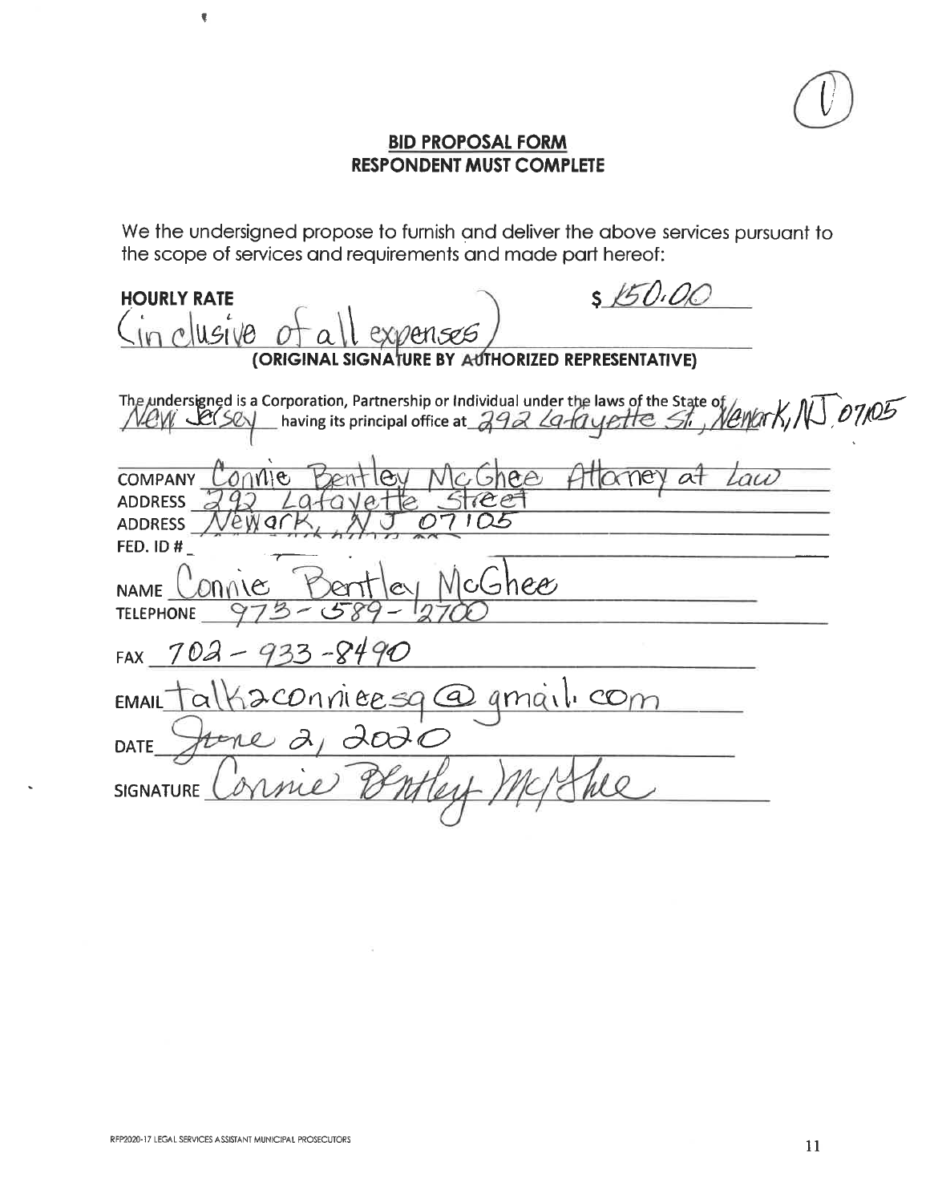(1)

## BID PROPOSAL FORM
## RESPONDENT MUST COMPLETE

We the undersigned propose to furnish and deliver the above services pursuant to the scope of services and requirements and made part hereof:

**HOURLY RATE** $ 150.00

(inclusive of all expenses)

**(ORIGINAL SIGNATURE BY AUTHORIZED REPRESENTATIVE)**

The undersigned is a Corporation, Partnership or Individual under the laws of the State of New Jersey having its principal office at 292 Lafayette St, Newark, NJ 07105

COMPANY Connie Bentley McGhee Attorney at Law

ADDRESS 292 Lafayette Street

ADDRESS Newark, NJ 07105

FED. ID # 

NAME Connie Bentley McGhee

TELEPHONE 973-589-2700

FAX 702-933-8490

EMAIL talk2connieesq@gmail.com

DATE June 2, 2020

SIGNATURE Connie Bentley McGhee

RFP2020-17 LEGAL SERVICES ASSISTANT MUNICIPAL PROSECUTORS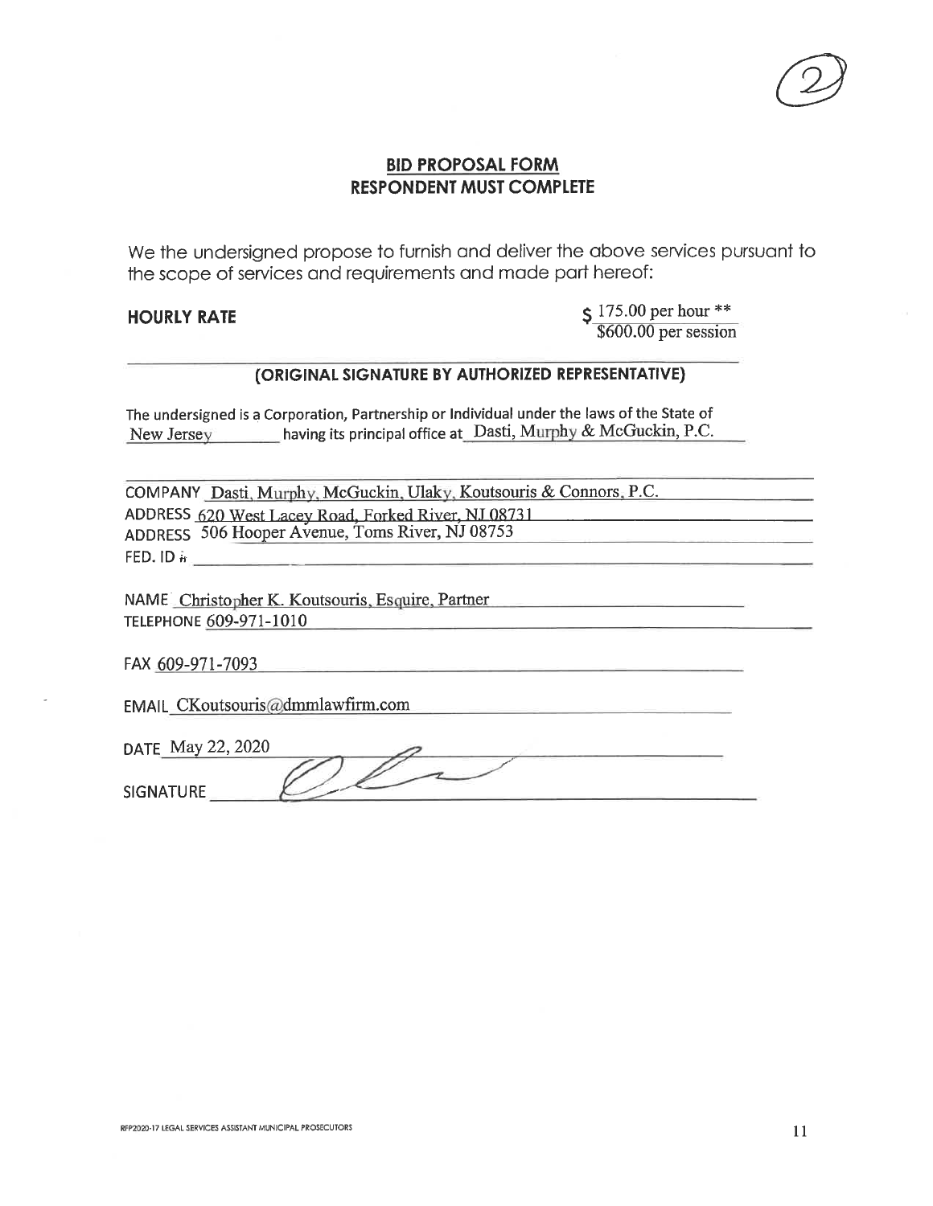## BID PROPOSAL FORM
## RESPONDENT MUST COMPLETE

We the undersigned propose to furnish and deliver the above services pursuant to the scope of services and requirements and made part hereof:

**HOURLY RATE** $ 175.00 per hour **
$600.00 per session

**(ORIGINAL SIGNATURE BY AUTHORIZED REPRESENTATIVE)**

The undersigned is a Corporation, Partnership or Individual under the laws of the State of New Jersey having its principal office at Dasti, Murphy & McGuckin, P.C.

COMPANY Dasti, Murphy, McGuckin, Ulaky, Koutsouris & Connors, P.C.
ADDRESS 620 West Lacey Road, Forked River, NJ 08731
ADDRESS 506 Hooper Avenue, Toms River, NJ 08753
FED. ID #

NAME Christopher K. Koutsouris, Esquire, Partner
TELEPHONE 609-971-1010

FAX 609-971-7093

EMAIL CKoutsouris@dmmlawfirm.com

DATE May 22, 2020

SIGNATURE